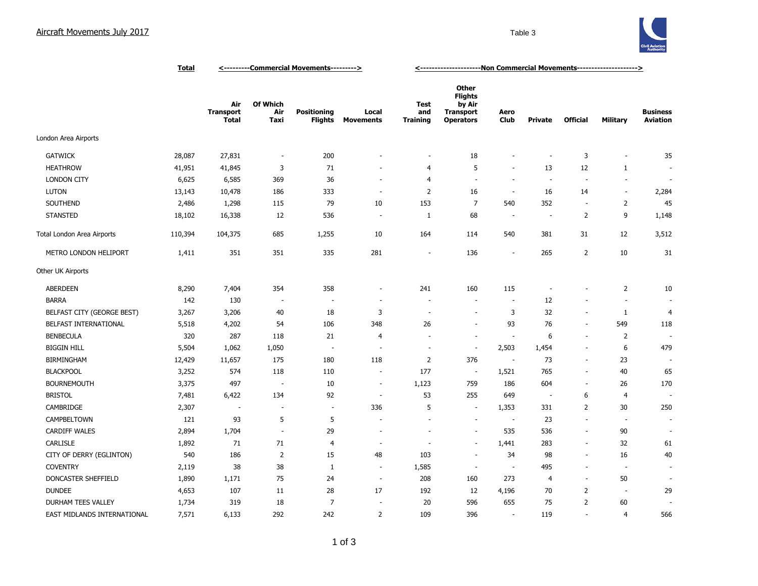## Aircraft Movements July 2017

Table 3

| | Total | <---------Commercial Movements---------> | | | | <--------------------Non Commercial Movements--------------------> | | | | | | |
|---|---|---|---|---|---|---|---|---|---|---|---|---|
| | | Air Transport Total | Of Which Air Taxi | Positioning Flights | Local Movements | Test and Training | Other Flights by Air Transport Operators | Aero Club | Private | Official | Military | Business Aviation |
| London Area Airports | | | | | | | | | | | | |
| GATWICK | 28,087 | 27,831 | - | 200 | - | - | 18 | - | - | 3 | - | 35 |
| HEATHROW | 41,951 | 41,845 | 3 | 71 | - | 4 | 5 | - | 13 | 12 | 1 | - |
| LONDON CITY | 6,625 | 6,585 | 369 | 36 | - | 4 | - | - | - | - | - | - |
| LUTON | 13,143 | 10,478 | 186 | 333 | - | 2 | 16 | - | 16 | 14 | - | 2,284 |
| SOUTHEND | 2,486 | 1,298 | 115 | 79 | 10 | 153 | 7 | 540 | 352 | - | 2 | 45 |
| STANSTED | 18,102 | 16,338 | 12 | 536 | - | 1 | 68 | - | - | 2 | 9 | 1,148 |
| Total London Area Airports | 110,394 | 104,375 | 685 | 1,255 | 10 | 164 | 114 | 540 | 381 | 31 | 12 | 3,512 |
| METRO LONDON HELIPORT | 1,411 | 351 | 351 | 335 | 281 | - | 136 | - | 265 | 2 | 10 | 31 |
| Other UK Airports | | | | | | | | | | | | |
| ABERDEEN | 8,290 | 7,404 | 354 | 358 | - | 241 | 160 | 115 | - | - | 2 | 10 |
| BARRA | 142 | 130 | - | - | - | - | - | - | 12 | - | - | - |
| BELFAST CITY (GEORGE BEST) | 3,267 | 3,206 | 40 | 18 | 3 | - | - | 3 | 32 | - | 1 | 4 |
| BELFAST INTERNATIONAL | 5,518 | 4,202 | 54 | 106 | 348 | 26 | - | 93 | 76 | - | 549 | 118 |
| BENBECULA | 320 | 287 | 118 | 21 | 4 | - | - | - | 6 | - | 2 | - |
| BIGGIN HILL | 5,504 | 1,062 | 1,050 | - | - | - | - | 2,503 | 1,454 | - | 6 | 479 |
| BIRMINGHAM | 12,429 | 11,657 | 175 | 180 | 118 | 2 | 376 | - | 73 | - | 23 | - |
| BLACKPOOL | 3,252 | 574 | 118 | 110 | - | 177 | - | 1,521 | 765 | - | 40 | 65 |
| BOURNEMOUTH | 3,375 | 497 | - | 10 | - | 1,123 | 759 | 186 | 604 | - | 26 | 170 |
| BRISTOL | 7,481 | 6,422 | 134 | 92 | - | 53 | 255 | 649 | - | 6 | 4 | - |
| CAMBRIDGE | 2,307 | - | - | - | 336 | 5 | - | 1,353 | 331 | 2 | 30 | 250 |
| CAMPBELTOWN | 121 | 93 | 5 | 5 | - | - | - | - | 23 | - | - | - |
| CARDIFF WALES | 2,894 | 1,704 | - | 29 | - | - | - | 535 | 536 | - | 90 | - |
| CARLISLE | 1,892 | 71 | 71 | 4 | - | - | - | 1,441 | 283 | - | 32 | 61 |
| CITY OF DERRY (EGLINTON) | 540 | 186 | 2 | 15 | 48 | 103 | - | 34 | 98 | - | 16 | 40 |
| COVENTRY | 2,119 | 38 | 38 | 1 | - | 1,585 | - | - | 495 | - | - | - |
| DONCASTER SHEFFIELD | 1,890 | 1,171 | 75 | 24 | - | 208 | 160 | 273 | 4 | - | 50 | - |
| DUNDEE | 4,653 | 107 | 11 | 28 | 17 | 192 | 12 | 4,196 | 70 | 2 | - | 29 |
| DURHAM TEES VALLEY | 1,734 | 319 | 18 | 7 | - | 20 | 596 | 655 | 75 | 2 | 60 | - |
| EAST MIDLANDS INTERNATIONAL | 7,571 | 6,133 | 292 | 242 | 2 | 109 | 396 | - | 119 | - | 4 | 566 |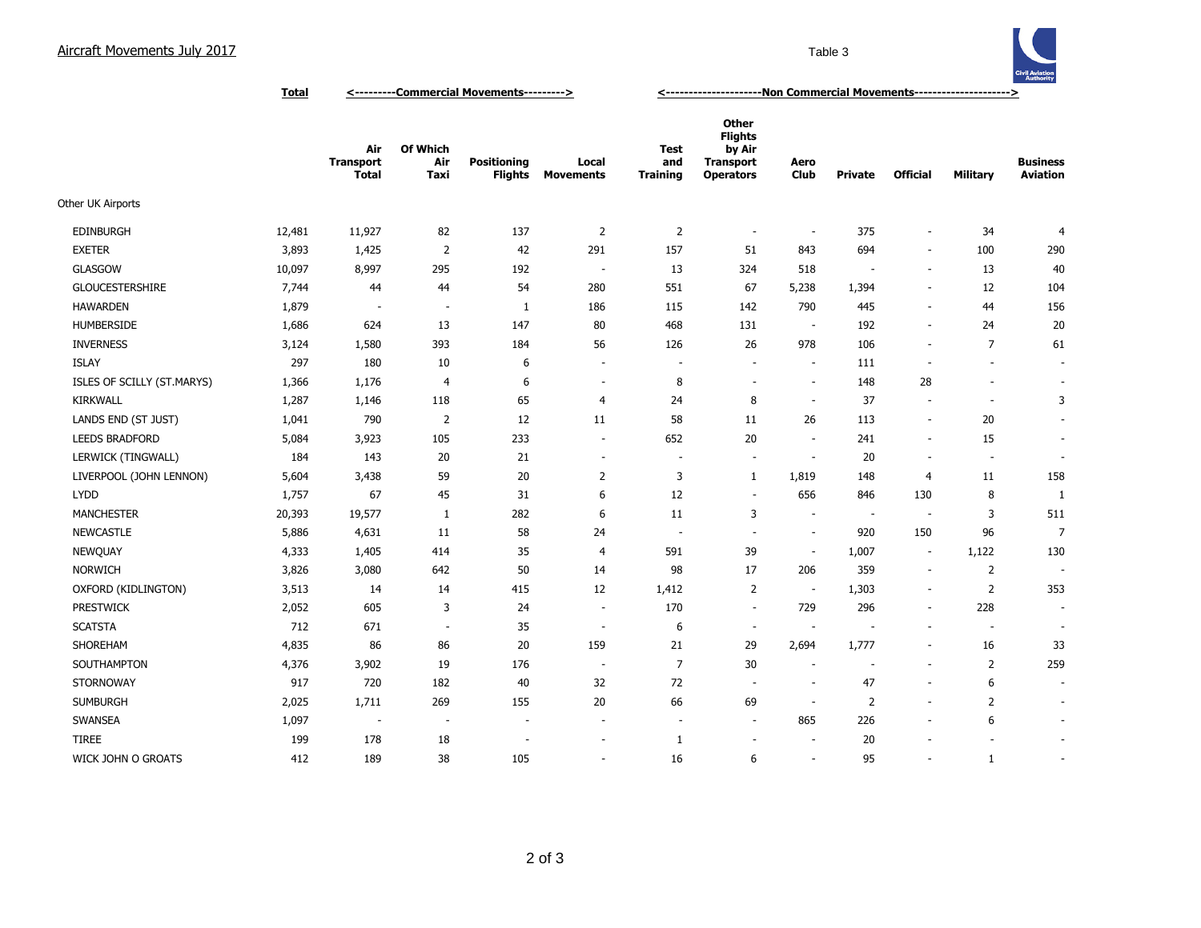# Aircraft Movements July 2017

Table 3

| | Total | <---------Commercial Movements---------> | | | | <---------------------Non Commercial Movements---------------------> | | | | | | |
|---|---|---|---|---|---|---|---|---|---|---|---|---|
| | | Air Transport Total | Of Which Air Taxi | Positioning Flights | Local Movements | Test and Training | Other Flights by Air Transport Operators | Aero Club | Private | Official | Military | Business Aviation |
| Other UK Airports | | | | | | | | | | | | |
| EDINBURGH | 12,481 | 11,927 | 82 | 137 | 2 | 2 | - | - | 375 | - | 34 | 4 |
| EXETER | 3,893 | 1,425 | 2 | 42 | 291 | 157 | 51 | 843 | 694 | - | 100 | 290 |
| GLASGOW | 10,097 | 8,997 | 295 | 192 | - | 13 | 324 | 518 | - | - | 13 | 40 |
| GLOUCESTERSHIRE | 7,744 | 44 | 44 | 54 | 280 | 551 | 67 | 5,238 | 1,394 | - | 12 | 104 |
| HAWARDEN | 1,879 | - | - | 1 | 186 | 115 | 142 | 790 | 445 | - | 44 | 156 |
| HUMBERSIDE | 1,686 | 624 | 13 | 147 | 80 | 468 | 131 | - | 192 | - | 24 | 20 |
| INVERNESS | 3,124 | 1,580 | 393 | 184 | 56 | 126 | 26 | 978 | 106 | - | 7 | 61 |
| ISLAY | 297 | 180 | 10 | 6 | - | - | - | - | 111 | - | - | - |
| ISLES OF SCILLY (ST.MARYS) | 1,366 | 1,176 | 4 | 6 | - | 8 | - | - | 148 | 28 | - | - |
| KIRKWALL | 1,287 | 1,146 | 118 | 65 | 4 | 24 | 8 | - | 37 | - | - | 3 |
| LANDS END (ST JUST) | 1,041 | 790 | 2 | 12 | 11 | 58 | 11 | 26 | 113 | - | 20 | - |
| LEEDS BRADFORD | 5,084 | 3,923 | 105 | 233 | - | 652 | 20 | - | 241 | - | 15 | - |
| LERWICK (TINGWALL) | 184 | 143 | 20 | 21 | - | - | - | - | 20 | - | - | - |
| LIVERPOOL (JOHN LENNON) | 5,604 | 3,438 | 59 | 20 | 2 | 3 | 1 | 1,819 | 148 | 4 | 11 | 158 |
| LYDD | 1,757 | 67 | 45 | 31 | 6 | 12 | - | 656 | 846 | 130 | 8 | 1 |
| MANCHESTER | 20,393 | 19,577 | 1 | 282 | 6 | 11 | 3 | - | - | - | 3 | 511 |
| NEWCASTLE | 5,886 | 4,631 | 11 | 58 | 24 | - | - | - | 920 | 150 | 96 | 7 |
| NEWQUAY | 4,333 | 1,405 | 414 | 35 | 4 | 591 | 39 | - | 1,007 | - | 1,122 | 130 |
| NORWICH | 3,826 | 3,080 | 642 | 50 | 14 | 98 | 17 | 206 | 359 | - | 2 | - |
| OXFORD (KIDLINGTON) | 3,513 | 14 | 14 | 415 | 12 | 1,412 | 2 | - | 1,303 | - | 2 | 353 |
| PRESTWICK | 2,052 | 605 | 3 | 24 | - | 170 | - | 729 | 296 | - | 228 | - |
| SCATSTA | 712 | 671 | - | 35 | - | 6 | - | - | - | - | - | - |
| SHOREHAM | 4,835 | 86 | 86 | 20 | 159 | 21 | 29 | 2,694 | 1,777 | - | 16 | 33 |
| SOUTHAMPTON | 4,376 | 3,902 | 19 | 176 | - | 7 | 30 | - | - | - | 2 | 259 |
| STORNOWAY | 917 | 720 | 182 | 40 | 32 | 72 | - | - | 47 | - | 6 | - |
| SUMBURGH | 2,025 | 1,711 | 269 | 155 | 20 | 66 | 69 | - | 2 | - | 2 | - |
| SWANSEA | 1,097 | - | - | - | - | - | - | 865 | 226 | - | 6 | - |
| TIREE | 199 | 178 | 18 | - | - | 1 | - | - | 20 | - | - | - |
| WICK JOHN O GROATS | 412 | 189 | 38 | 105 | - | 16 | 6 | - | 95 | - | 1 | - |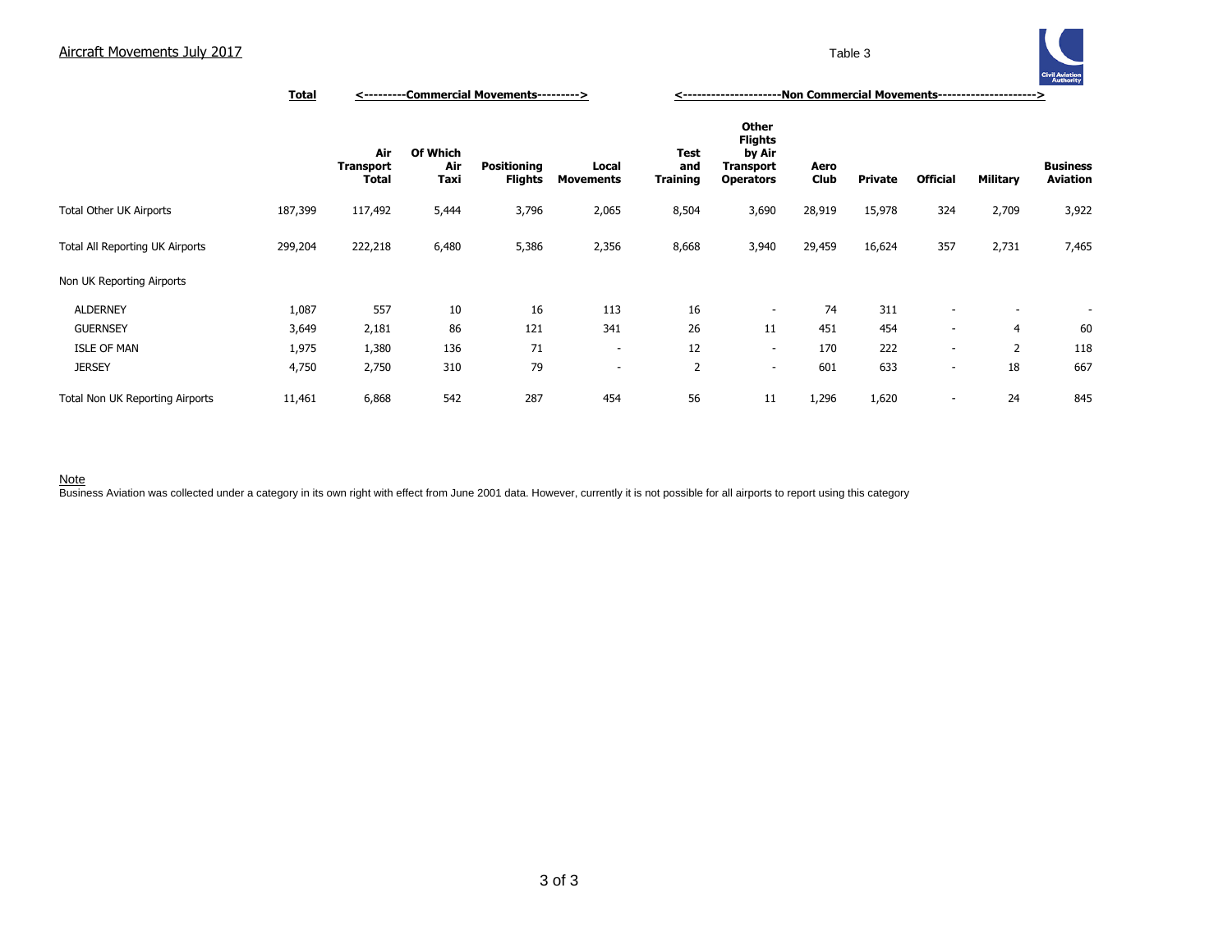Aircraft Movements July 2017

Table 3

| | Total | Commercial Movements | | | | Non Commercial Movements | | | | | | | |
|---|---|---|---|---|---|---|---|---|---|---|---|---|---|
| | | **Air Transport Total** | **Of Which Air Taxi** | **Positioning Flights** | **Local Movements** | **Test and Training** | **Other Flights by Air Transport Operators** | **Aero Club** | **Private** | **Official** | **Military** | **Business Aviation** |
| Total Other UK Airports | 187,399 | 117,492 | 5,444 | 3,796 | 2,065 | 8,504 | 3,690 | 28,919 | 15,978 | 324 | 2,709 | 3,922 |
| Total All Reporting UK Airports | 299,204 | 222,218 | 6,480 | 5,386 | 2,356 | 8,668 | 3,940 | 29,459 | 16,624 | 357 | 2,731 | 7,465 |
| Non UK Reporting Airports | | | | | | | | | | | | |
| ALDERNEY | 1,087 | 557 | 10 | 16 | 113 | 16 | - | 74 | 311 | - | - | - |
| GUERNSEY | 3,649 | 2,181 | 86 | 121 | 341 | 26 | 11 | 451 | 454 | - | 4 | 60 |
| ISLE OF MAN | 1,975 | 1,380 | 136 | 71 | - | 12 | - | 170 | 222 | - | 2 | 118 |
| JERSEY | 4,750 | 2,750 | 310 | 79 | - | 2 | - | 601 | 633 | - | 18 | 667 |
| Total Non UK Reporting Airports | 11,461 | 6,868 | 542 | 287 | 454 | 56 | 11 | 1,296 | 1,620 | - | 24 | 845 |

Note

Business Aviation was collected under a category in its own right with effect from June 2001 data. However, currently it is not possible for all airports to report using this category